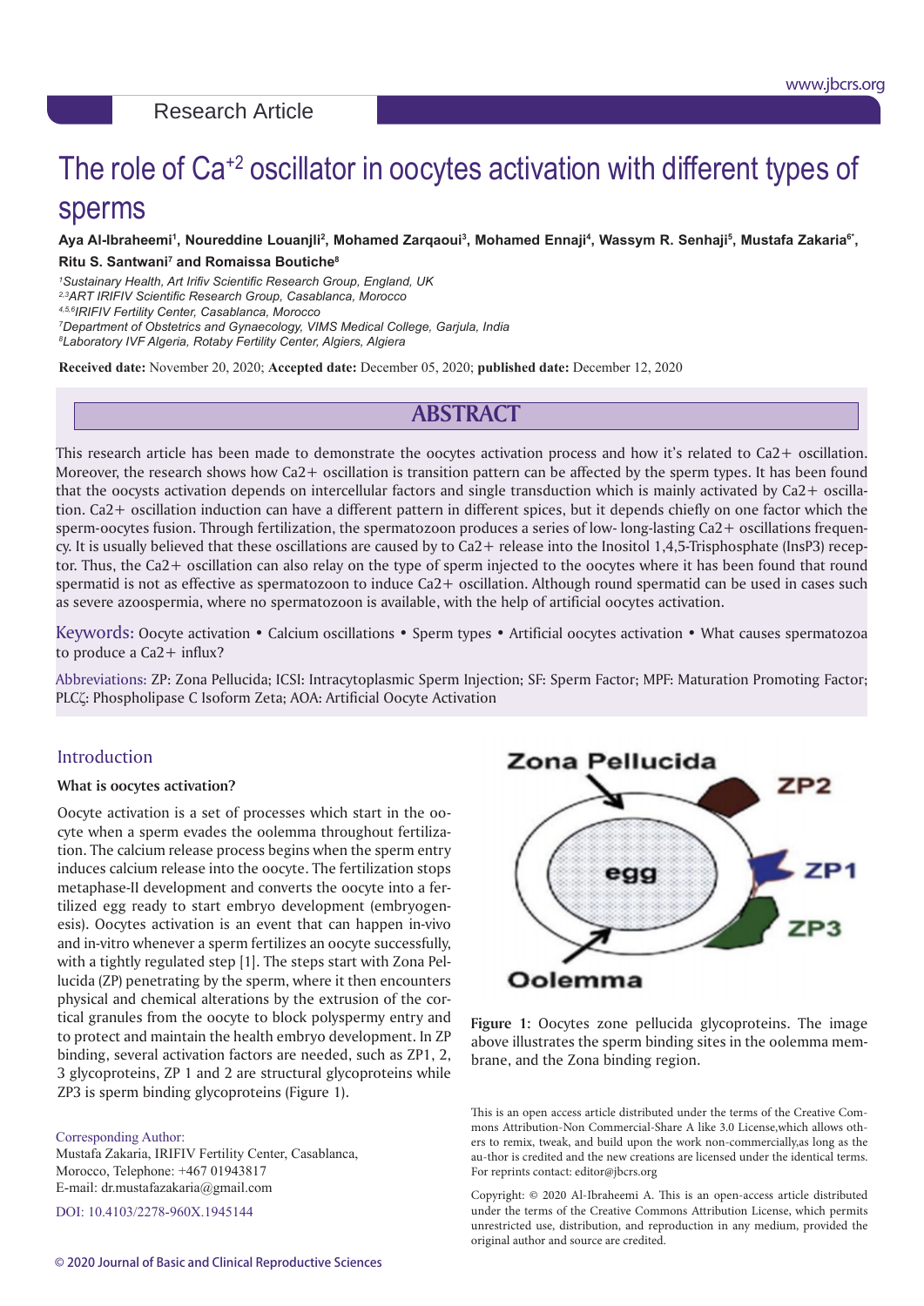Research Article

# The role of $Ca^{+2}$ oscillator in oocytes activation with different types of sperms

**Aya Al-Ibraheemi[1], Noureddine Louanjli[2], Mohamed Zarqaoui[3], Mohamed Ennaji[4], Wassym R. Senhaji[5], Mustafa Zakaria[6*], Ritu S. Santwani[7] and Romaissa Boutiche[8]**

*[1]Sustainary Health, Art Irifiv Scientific Research Group, England, UK*
*[2,3]ART IRIFIV Scientific Research Group, Casablanca, Morocco*
*[4,5,6]IRIFIV Fertility Center, Casablanca, Morocco*
*[7]Department of Obstetrics and Gynaecology, VIMS Medical College, Garjula, India*
*[8]Laboratory IVF Algeria, Rotaby Fertility Center, Algiers, Algiera*

**Received date:** November 20, 2020; **Accepted date:** December 05, 2020; **published date:** December 12, 2020

## ABSTRACT

This research article has been made to demonstrate the oocytes activation process and how it's related to Ca2+ oscillation. Moreover, the research shows how Ca2+ oscillation is transition pattern can be affected by the sperm types. It has been found that the oocysts activation depends on intercellular factors and single transduction which is mainly activated by Ca2+ oscillation. Ca2+ oscillation induction can have a different pattern in different spices, but it depends chiefly on one factor which the sperm-oocytes fusion. Through fertilization, the spermatozoon produces a series of low- long-lasting Ca2+ oscillations frequency. It is usually believed that these oscillations are caused by to Ca2+ release into the Inositol 1,4,5-Trisphosphate (InsP3) receptor. Thus, the Ca2+ oscillation can also relay on the type of sperm injected to the oocytes where it has been found that round spermatid is not as effective as spermatozoon to induce Ca2+ oscillation. Although round spermatid can be used in cases such as severe azoospermia, where no spermatozoon is available, with the help of artificial oocytes activation.

Keywords: Oocyte activation • Calcium oscillations • Sperm types • Artificial oocytes activation • What causes spermatozoa to produce a Ca2+ influx?

Abbreviations: ZP: Zona Pellucida; ICSI: Intracytoplasmic Sperm Injection; SF: Sperm Factor; MPF: Maturation Promoting Factor; PLCζ: Phospholipase C Isoform Zeta; AOA: Artificial Oocyte Activation

## Introduction

### What is oocytes activation?

Oocyte activation is a set of processes which start in the oocyte when a sperm evades the oolemma throughout fertilization. The calcium release process begins when the sperm entry induces calcium release into the oocyte. The fertilization stops metaphase-II development and converts the oocyte into a fertilized egg ready to start embryo development (embryogenesis). Oocytes activation is an event that can happen in-vivo and in-vitro whenever a sperm fertilizes an oocyte successfully, with a tightly regulated step [1]. The steps start with Zona Pellucida (ZP) penetrating by the sperm, where it then encounters physical and chemical alterations by the extrusion of the cortical granules from the oocyte to block polyspermy entry and to protect and maintain the health embryo development. In ZP binding, several activation factors are needed, such as ZP1, 2, 3 glycoproteins, ZP 1 and 2 are structural glycoproteins while ZP3 is sperm binding glycoproteins (Figure 1).

**Figure 1:** Oocytes zone pellucida glycoproteins. The image above illustrates the sperm binding sites in the oolemma membrane, and the Zona binding region.

Corresponding Author:
Mustafa Zakaria, IRIFIV Fertility Center, Casablanca, Morocco, Telephone: +467 01943817
E-mail: dr.mustafazakaria@gmail.com

DOI: 10.4103/2278-960X.1945144

This is an open access article distributed under the terms of the Creative Commons Attribution-Non Commercial-Share A like 3.0 License,which allows others to remix, tweak, and build upon the work non-commercially,as long as the au-thor is credited and the new creations are licensed under the identical terms. For reprints contact: editor@jbcrs.org

Copyright: © 2020 Al-Ibraheemi A. This is an open-access article distributed under the terms of the Creative Commons Attribution License, which permits unrestricted use, distribution, and reproduction in any medium, provided the original author and source are credited.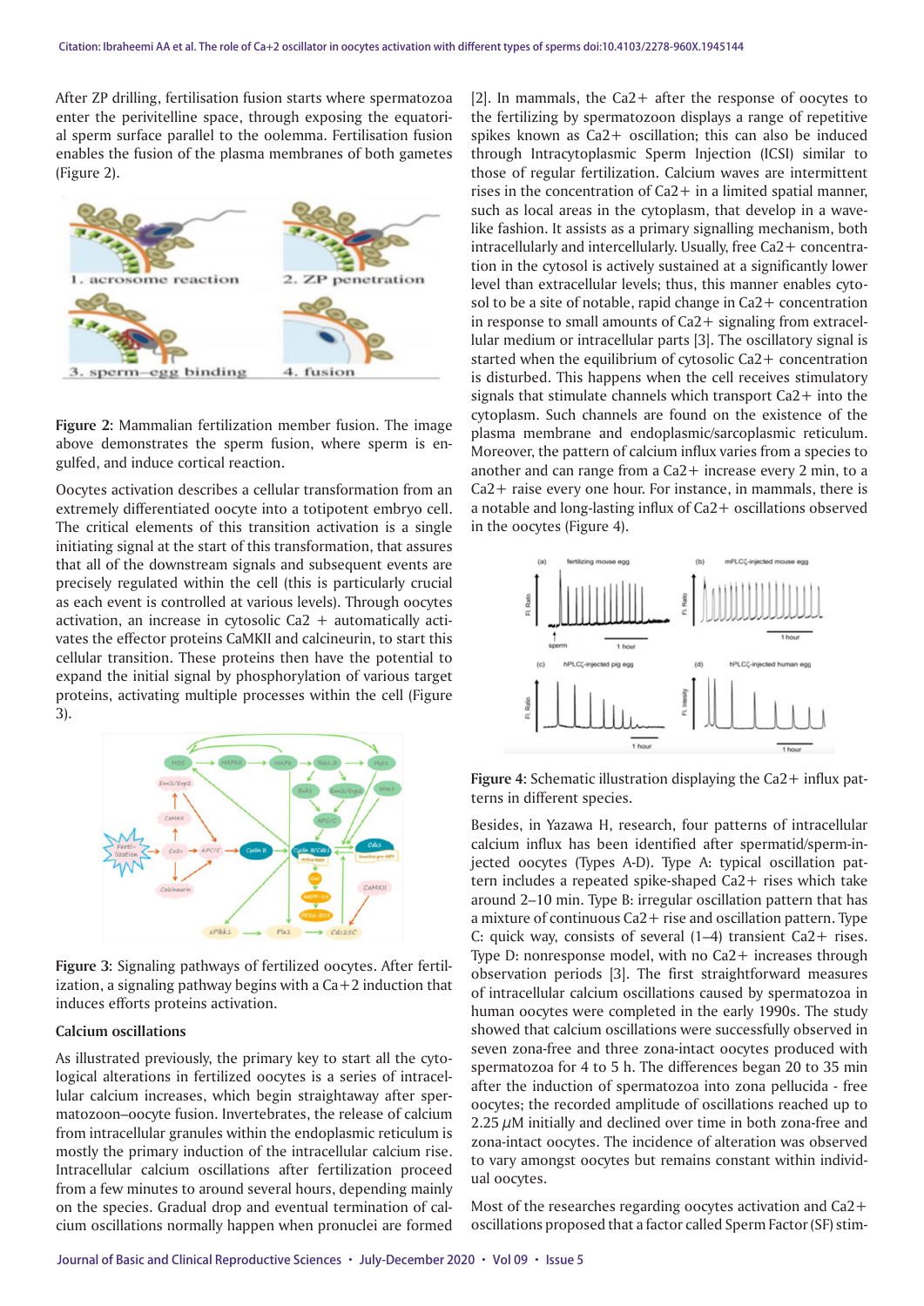After ZP drilling, fertilisation fusion starts where spermatozoa enter the perivitelline space, through exposing the equatorial sperm surface parallel to the oolemma. Fertilisation fusion enables the fusion of the plasma membranes of both gametes (Figure 2).

Figure 2: Mammalian fertilization member fusion. The image above demonstrates the sperm fusion, where sperm is engulfed, and induce cortical reaction.

Oocytes activation describes a cellular transformation from an extremely differentiated oocyte into a totipotent embryo cell. The critical elements of this transition activation is a single initiating signal at the start of this transformation, that assures that all of the downstream signals and subsequent events are precisely regulated within the cell (this is particularly crucial as each event is controlled at various levels). Through oocytes activation, an increase in cytosolic Ca2 + automatically activates the effector proteins CaMKII and calcineurin, to start this cellular transition. These proteins then have the potential to expand the initial signal by phosphorylation of various target proteins, activating multiple processes within the cell (Figure 3).

Figure 3: Signaling pathways of fertilized oocytes. After fertilization, a signaling pathway begins with a Ca+2 induction that induces efforts proteins activation.

**Calcium oscillations**

As illustrated previously, the primary key to start all the cytological alterations in fertilized oocytes is a series of intracellular calcium increases, which begin straightaway after spermatozoon–oocyte fusion. Invertebrates, the release of calcium from intracellular granules within the endoplasmic reticulum is mostly the primary induction of the intracellular calcium rise. Intracellular calcium oscillations after fertilization proceed from a few minutes to around several hours, depending mainly on the species. Gradual drop and eventual termination of calcium oscillations normally happen when pronuclei are formed [2]. In mammals, the Ca2+ after the response of oocytes to the fertilizing by spermatozoon displays a range of repetitive spikes known as Ca2+ oscillation; this can also be induced through Intracytoplasmic Sperm Injection (ICSI) similar to those of regular fertilization. Calcium waves are intermittent rises in the concentration of Ca2+ in a limited spatial manner, such as local areas in the cytoplasm, that develop in a wave-like fashion. It assists as a primary signalling mechanism, both intracellularly and intercellularly. Usually, free Ca2+ concentration in the cytosol is actively sustained at a significantly lower level than extracellular levels; thus, this manner enables cytosol to be a site of notable, rapid change in Ca2+ concentration in response to small amounts of Ca2+ signaling from extracellular medium or intracellular parts [3]. The oscillatory signal is started when the equilibrium of cytosolic Ca2+ concentration is disturbed. This happens when the cell receives stimulatory signals that stimulate channels which transport Ca2+ into the cytoplasm. Such channels are found on the existence of the plasma membrane and endoplasmic/sarcoplasmic reticulum. Moreover, the pattern of calcium influx varies from a species to another and can range from a Ca2+ increase every 2 min, to a Ca2+ raise every one hour. For instance, in mammals, there is a notable and long-lasting influx of Ca2+ oscillations observed in the oocytes (Figure 4).

Figure 4: Schematic illustration displaying the Ca2+ influx patterns in different species.

Besides, in Yazawa H, research, four patterns of intracellular calcium influx has been identified after spermatid/sperm-injected oocytes (Types A-D). Type A: typical oscillation pattern includes a repeated spike-shaped Ca2+ rises which take around 2–10 min. Type B: irregular oscillation pattern that has a mixture of continuous Ca2+ rise and oscillation pattern. Type C: quick way, consists of several (1–4) transient Ca2+ rises. Type D: nonresponse model, with no Ca2+ increases through observation periods [3]. The first straightforward measures of intracellular calcium oscillations caused by spermatozoa in human oocytes were completed in the early 1990s. The study showed that calcium oscillations were successfully observed in seven zona-free and three zona-intact oocytes produced with spermatozoa for 4 to 5 h. The differences began 20 to 35 min after the induction of spermatozoa into zona pellucida - free oocytes; the recorded amplitude of oscillations reached up to 2.25 $\mu$M initially and declined over time in both zona-free and zona-intact oocytes. The incidence of alteration was observed to vary amongst oocytes but remains constant within individual oocytes.

Most of the researches regarding oocytes activation and Ca2+ oscillations proposed that a factor called Sperm Factor (SF) stim-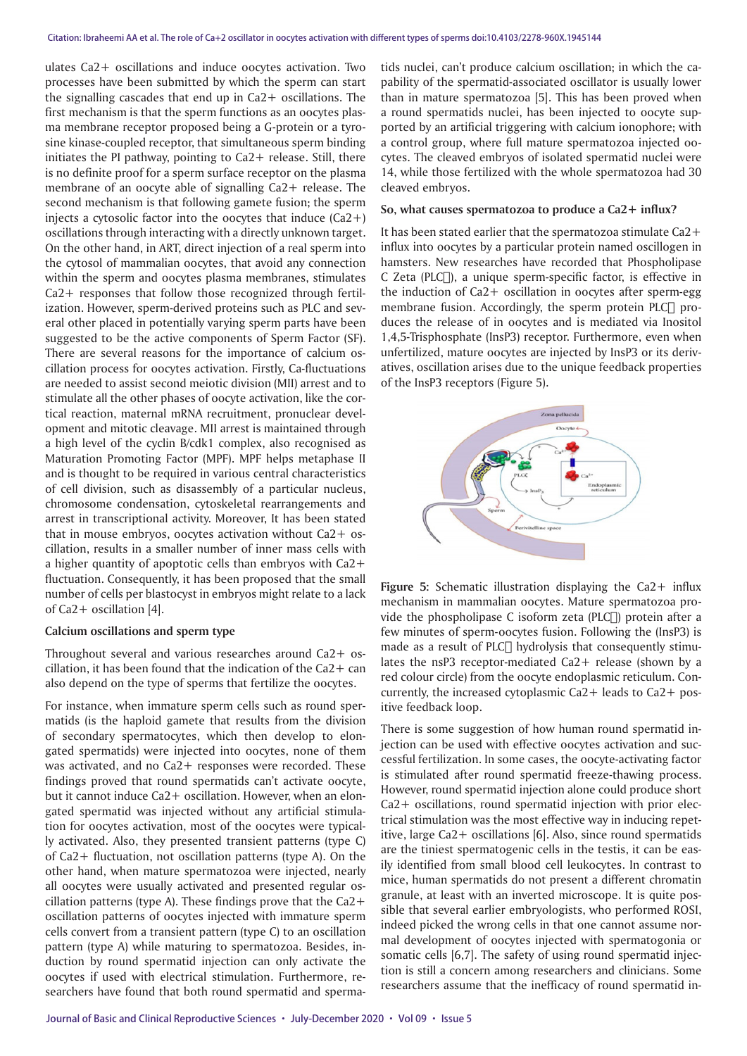ulates Ca2+ oscillations and induce oocytes activation. Two processes have been submitted by which the sperm can start the signalling cascades that end up in Ca2+ oscillations. The first mechanism is that the sperm functions as an oocytes plasma membrane receptor proposed being a G-protein or a tyrosine kinase-coupled receptor, that simultaneous sperm binding initiates the PI pathway, pointing to Ca2+ release. Still, there is no definite proof for a sperm surface receptor on the plasma membrane of an oocyte able of signalling Ca2+ release. The second mechanism is that following gamete fusion; the sperm injects a cytosolic factor into the oocytes that induce (Ca2+) oscillations through interacting with a directly unknown target. On the other hand, in ART, direct injection of a real sperm into the cytosol of mammalian oocytes, that avoid any connection within the sperm and oocytes plasma membranes, stimulates Ca2+ responses that follow those recognized through fertilization. However, sperm-derived proteins such as PLC and several other placed in potentially varying sperm parts have been suggested to be the active components of Sperm Factor (SF). There are several reasons for the importance of calcium oscillation process for oocytes activation. Firstly, Ca-fluctuations are needed to assist second meiotic division (MII) arrest and to stimulate all the other phases of oocyte activation, like the cortical reaction, maternal mRNA recruitment, pronuclear development and mitotic cleavage. MII arrest is maintained through a high level of the cyclin B/cdk1 complex, also recognised as Maturation Promoting Factor (MPF). MPF helps metaphase II and is thought to be required in various central characteristics of cell division, such as disassembly of a particular nucleus, chromosome condensation, cytoskeletal rearrangements and arrest in transcriptional activity. Moreover, It has been stated that in mouse embryos, oocytes activation without Ca2+ oscillation, results in a smaller number of inner mass cells with a higher quantity of apoptotic cells than embryos with Ca2+ fluctuation. Consequently, it has been proposed that the small number of cells per blastocyst in embryos might relate to a lack of Ca2+ oscillation [4].

**Calcium oscillations and sperm type**

Throughout several and various researches around Ca2+ oscillation, it has been found that the indication of the Ca2+ can also depend on the type of sperms that fertilize the oocytes.

For instance, when immature sperm cells such as round spermatids (is the haploid gamete that results from the division of secondary spermatocytes, which then develop to elongated spermatids) were injected into oocytes, none of them was activated, and no Ca2+ responses were recorded. These findings proved that round spermatids can't activate oocyte, but it cannot induce Ca2+ oscillation. However, when an elongated spermatid was injected without any artificial stimulation for oocytes activation, most of the oocytes were typically activated. Also, they presented transient patterns (type C) of Ca2+ fluctuation, not oscillation patterns (type A). On the other hand, when mature spermatozoa were injected, nearly all oocytes were usually activated and presented regular oscillation patterns (type A). These findings prove that the Ca2+ oscillation patterns of oocytes injected with immature sperm cells convert from a transient pattern (type C) to an oscillation pattern (type A) while maturing to spermatozoa. Besides, induction by round spermatid injection can only activate the oocytes if used with electrical stimulation. Furthermore, researchers have found that both round spermatid and spermatids nuclei, can't produce calcium oscillation; in which the capability of the spermatid-associated oscillator is usually lower than in mature spermatozoa [5]. This has been proved when a round spermatids nuclei, has been injected to oocyte supported by an artificial triggering with calcium ionophore; with a control group, where full mature spermatozoa injected oocytes. The cleaved embryos of isolated spermatid nuclei were 14, while those fertilized with the whole spermatozoa had 30 cleaved embryos.

**So, what causes spermatozoa to produce a Ca2+ influx?**

It has been stated earlier that the spermatozoa stimulate Ca2+ influx into oocytes by a particular protein named oscillogen in hamsters. New researches have recorded that Phospholipase C Zeta (PLCζ), a unique sperm-specific factor, is effective in the induction of Ca2+ oscillation in oocytes after sperm-egg membrane fusion. Accordingly, the sperm protein PLCζ produces the release of in oocytes and is mediated via Inositol 1,4,5-Trisphosphate (InsP3) receptor. Furthermore, even when unfertilized, mature oocytes are injected by InsP3 or its derivatives, oscillation arises due to the unique feedback properties of the InsP3 receptors (Figure 5).

**Figure 5:** Schematic illustration displaying the Ca2+ influx mechanism in mammalian oocytes. Mature spermatozoa provide the phospholipase C isoform zeta (PLCζ) protein after a few minutes of sperm-oocytes fusion. Following the (InsP3) is made as a result of PLCζ hydrolysis that consequently stimulates the nsP3 receptor-mediated Ca2+ release (shown by a red colour circle) from the oocyte endoplasmic reticulum. Concurrently, the increased cytoplasmic Ca2+ leads to Ca2+ positive feedback loop.

There is some suggestion of how human round spermatid injection can be used with effective oocytes activation and successful fertilization. In some cases, the oocyte-activating factor is stimulated after round spermatid freeze-thawing process. However, round spermatid injection alone could produce short Ca2+ oscillations, round spermatid injection with prior electrical stimulation was the most effective way in inducing repetitive, large Ca2+ oscillations [6]. Also, since round spermatids are the tiniest spermatogenic cells in the testis, it can be easily identified from small blood cell leukocytes. In contrast to mice, human spermatids do not present a different chromatin granule, at least with an inverted microscope. It is quite possible that several earlier embryologists, who performed ROSI, indeed picked the wrong cells in that one cannot assume normal development of oocytes injected with spermatogonia or somatic cells [6,7]. The safety of using round spermatid injection is still a concern among researchers and clinicians. Some researchers assume that the inefficacy of round spermatid in-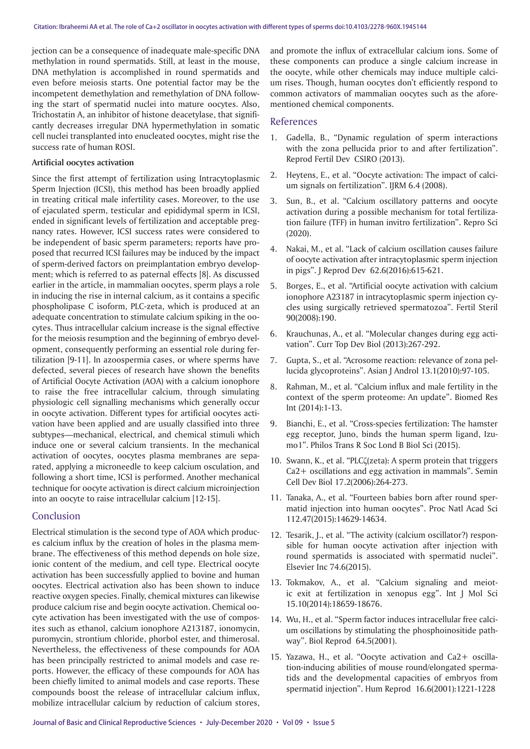jection can be a consequence of inadequate male-specific DNA methylation in round spermatids. Still, at least in the mouse, DNA methylation is accomplished in round spermatids and even before meiosis starts. One potential factor may be the incompetent demethylation and remethylation of DNA following the start of spermatid nuclei into mature oocytes. Also, Trichostatin A, an inhibitor of histone deacetylase, that significantly decreases irregular DNA hypermethylation in somatic cell nuclei transplanted into enucleated oocytes, might rise the success rate of human ROSI.

**Artificial oocytes activation**

Since the first attempt of fertilization using Intracytoplasmic Sperm Injection (ICSI), this method has been broadly applied in treating critical male infertility cases. Moreover, to the use of ejaculated sperm, testicular and epididymal sperm in ICSI, ended in significant levels of fertilization and acceptable pregnancy rates. However, ICSI success rates were considered to be independent of basic sperm parameters; reports have proposed that recurred ICSI failures may be induced by the impact of sperm-derived factors on preimplantation embryo development; which is referred to as paternal effects [8]. As discussed earlier in the article, in mammalian oocytes, sperm plays a role in inducing the rise in internal calcium, as it contains a specific phospholipase C isoform, PLC-zeta, which is produced at an adequate concentration to stimulate calcium spiking in the oocytes. Thus intracellular calcium increase is the signal effective for the meiosis resumption and the beginning of embryo development, consequently performing an essential role during fertilization [9-11]. In azoospermia cases, or where sperms have defected, several pieces of research have shown the benefits of Artificial Oocyte Activation (AOA) with a calcium ionophore to raise the free intracellular calcium, through simulating physiologic cell signalling mechanisms which generally occur in oocyte activation. Different types for artificial oocytes activation have been applied and are usually classified into three subtypes—mechanical, electrical, and chemical stimuli which induce one or several calcium transients. In the mechanical activation of oocytes, oocytes plasma membranes are separated, applying a microneedle to keep calcium osculation, and following a short time, ICSI is performed. Another mechanical technique for oocyte activation is direct calcium microinjection into an oocyte to raise intracellular calcium [12-15].

## Conclusion

Electrical stimulation is the second type of AOA which produces calcium influx by the creation of holes in the plasma membrane. The effectiveness of this method depends on hole size, ionic content of the medium, and cell type. Electrical oocyte activation has been successfully applied to bovine and human oocytes. Electrical activation also has been shown to induce reactive oxygen species. Finally, chemical mixtures can likewise produce calcium rise and begin oocyte activation. Chemical oocyte activation has been investigated with the use of composites such as ethanol, calcium ionophore A213187, ionomycin, puromycin, strontium chloride, phorbol ester, and thimerosal. Nevertheless, the effectiveness of these compounds for AOA has been principally restricted to animal models and case reports. However, the efficacy of these compounds for AOA has been chiefly limited to animal models and case reports. These compounds boost the release of intracellular calcium influx, mobilize intracellular calcium by reduction of calcium stores, and promote the influx of extracellular calcium ions. Some of these components can produce a single calcium increase in the oocyte, while other chemicals may induce multiple calcium rises. Though, human oocytes don't efficiently respond to common activators of mammalian oocytes such as the aforementioned chemical components.

## References

1. Gadella, B., "Dynamic regulation of sperm interactions with the zona pellucida prior to and after fertilization". Reprod Fertil Dev CSIRO (2013).
2. Heytens, E., et al. "Oocyte activation: The impact of calcium signals on fertilization". IJRM 6.4 (2008).
3. Sun, B., et al. "Calcium oscillatory patterns and oocyte activation during a possible mechanism for total fertilization failure (TFF) in human invitro fertilization". Repro Sci (2020).
4. Nakai, M., et al. "Lack of calcium oscillation causes failure of oocyte activation after intracytoplasmic sperm injection in pigs". J Reprod Dev 62.6(2016):615-621.
5. Borges, E., et al. "Artificial oocyte activation with calcium ionophore A23187 in intracytoplasmic sperm injection cycles using surgically retrieved spermatozoa". Fertil Steril 90(2008):190.
6. Krauchunas, A., et al. "Molecular changes during egg activation". Curr Top Dev Biol (2013):267-292.
7. Gupta, S., et al. "Acrosome reaction: relevance of zona pellucida glycoproteins". Asian J Androl 13.1(2010):97-105.
8. Rahman, M., et al. "Calcium influx and male fertility in the context of the sperm proteome: An update". Biomed Res Int (2014):1-13.
9. Bianchi, E., et al. "Cross-species fertilization: The hamster egg receptor, Juno, binds the human sperm ligand, Izumo1". Philos Trans R Soc Lond B Biol Sci (2015).
10. Swann, K., et al. "PLCζ(zeta): A sperm protein that triggers Ca2+ oscillations and egg activation in mammals". Semin Cell Dev Biol 17.2(2006):264-273.
11. Tanaka, A., et al. "Fourteen babies born after round spermatid injection into human oocytes". Proc Natl Acad Sci 112.47(2015):14629-14634.
12. Tesarik, J., et al. "The activity (calcium oscillator?) responsible for human oocyte activation after injection with round spermatids is associated with spermatid nuclei". Elsevier Inc 74.6(2015).
13. Tokmakov, A., et al. "Calcium signaling and meiotic exit at fertilization in xenopus egg". Int J Mol Sci 15.10(2014):18659-18676.
14. Wu, H., et al. "Sperm factor induces intracellular free calcium oscillations by stimulating the phosphoinositide pathway". Biol Reprod 64.5(2001).
15. Yazawa, H., et al. "Oocyte activation and Ca2+ oscillation-inducing abilities of mouse round/elongated spermatids and the developmental capacities of embryos from spermatid injection". Hum Reprod 16.6(2001):1221-1228